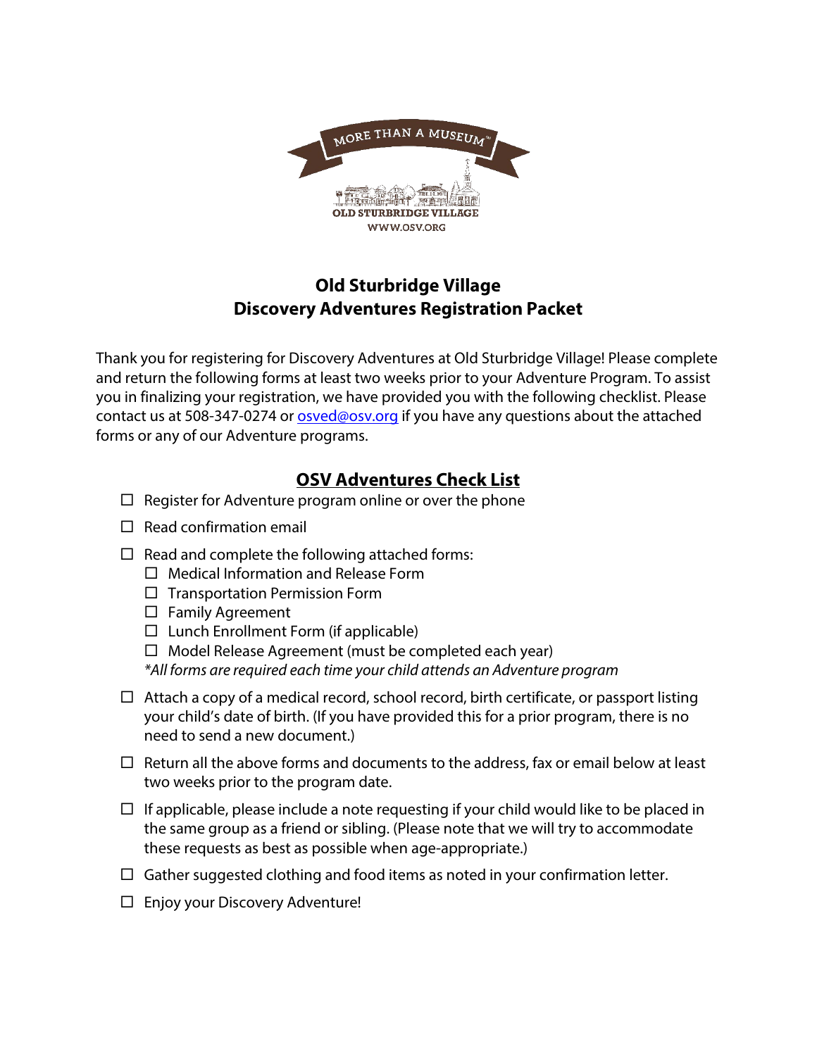# Old Sturbridge Village
# Discovery Adventures Registration Packet

Thank you for registering for Discovery Adventures at Old Sturbridge Village! Please complete and return the following forms at least two weeks prior to your Adventure Program. To assist you in finalizing your registration, we have provided you with the following checklist. Please contact us at 508-347-0274 or osved@osv.org if you have any questions about the attached forms or any of our Adventure programs.

## OSV Adventures Check List

- ☐ Register for Adventure program online or over the phone
- ☐ Read confirmation email
- ☐ Read and complete the following attached forms:
  - ☐ Medical Information and Release Form
  - ☐ Transportation Permission Form
  - ☐ Family Agreement
  - ☐ Lunch Enrollment Form (if applicable)
  - ☐ Model Release Agreement (must be completed each year)

  *\*All forms are required each time your child attends an Adventure program*
- ☐ Attach a copy of a medical record, school record, birth certificate, or passport listing your child's date of birth. (If you have provided this for a prior program, there is no need to send a new document.)
- ☐ Return all the above forms and documents to the address, fax or email below at least two weeks prior to the program date.
- ☐ If applicable, please include a note requesting if your child would like to be placed in the same group as a friend or sibling. (Please note that we will try to accommodate these requests as best as possible when age-appropriate.)
- ☐ Gather suggested clothing and food items as noted in your confirmation letter.
- ☐ Enjoy your Discovery Adventure!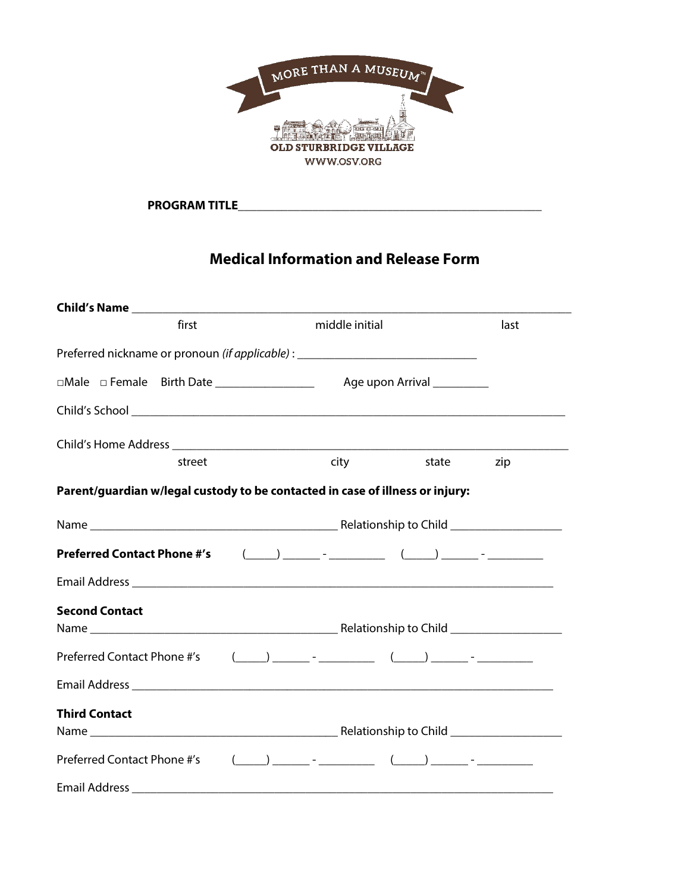MORE THAN A MUSEUM™

OLD STURBRIDGE VILLAGE

WWW.OSV.ORG

**PROGRAM TITLE**\_\_\_\_\_\_\_\_\_\_\_\_\_\_\_\_\_\_\_\_\_\_\_\_\_\_\_\_\_\_\_\_\_\_\_\_\_\_\_\_\_\_\_\_\_\_\_\_

## Medical Information and Release Form

**Child's Name** \_\_\_\_\_\_\_\_\_\_\_\_\_\_\_\_\_\_\_\_\_\_\_\_\_\_\_\_\_\_\_\_\_\_\_\_\_\_\_\_\_\_\_\_\_\_\_\_\_\_\_\_\_\_\_\_\_\_\_\_\_\_\_\_\_\_\_\_\_\_
first middle initial last

Preferred nickname or pronoun *(if applicable)* : \_\_\_\_\_\_\_\_\_\_\_\_\_\_\_\_\_\_\_\_\_\_\_\_\_\_\_\_\_\_

□Male □ Female Birth Date \_\_\_\_\_\_\_\_\_\_\_\_\_\_\_\_ Age upon Arrival \_\_\_\_\_\_\_\_\_

Child's School \_\_\_\_\_\_\_\_\_\_\_\_\_\_\_\_\_\_\_\_\_\_\_\_\_\_\_\_\_\_\_\_\_\_\_\_\_\_\_\_\_\_\_\_\_\_\_\_\_\_\_\_\_\_\_\_\_\_\_\_\_\_\_\_\_\_\_\_\_\_

Child's Home Address \_\_\_\_\_\_\_\_\_\_\_\_\_\_\_\_\_\_\_\_\_\_\_\_\_\_\_\_\_\_\_\_\_\_\_\_\_\_\_\_\_\_\_\_\_\_\_\_\_\_\_\_\_\_\_\_\_\_\_\_\_\_
street city state zip

**Parent/guardian w/legal custody to be contacted in case of illness or injury:**

Name \_\_\_\_\_\_\_\_\_\_\_\_\_\_\_\_\_\_\_\_\_\_\_\_\_\_\_\_\_\_\_\_\_\_\_\_\_\_\_\_ Relationship to Child \_\_\_\_\_\_\_\_\_\_\_\_\_\_\_\_\_\_

**Preferred Contact Phone #'s** (\_\_\_\_\_) \_\_\_\_\_\_ - \_\_\_\_\_\_\_\_\_ (\_\_\_\_\_) \_\_\_\_\_\_ - \_\_\_\_\_\_\_\_\_

Email Address \_\_\_\_\_\_\_\_\_\_\_\_\_\_\_\_\_\_\_\_\_\_\_\_\_\_\_\_\_\_\_\_\_\_\_\_\_\_\_\_\_\_\_\_\_\_\_\_\_\_\_\_\_\_\_\_\_\_\_\_\_\_\_\_\_\_\_\_

**Second Contact**

Name \_\_\_\_\_\_\_\_\_\_\_\_\_\_\_\_\_\_\_\_\_\_\_\_\_\_\_\_\_\_\_\_\_\_\_\_\_\_\_\_ Relationship to Child \_\_\_\_\_\_\_\_\_\_\_\_\_\_\_\_\_\_

Preferred Contact Phone #'s (\_\_\_\_\_) \_\_\_\_\_\_ - \_\_\_\_\_\_\_\_\_ (\_\_\_\_\_) \_\_\_\_\_\_ - \_\_\_\_\_\_\_\_\_

Email Address \_\_\_\_\_\_\_\_\_\_\_\_\_\_\_\_\_\_\_\_\_\_\_\_\_\_\_\_\_\_\_\_\_\_\_\_\_\_\_\_\_\_\_\_\_\_\_\_\_\_\_\_\_\_\_\_\_\_\_\_\_\_\_\_\_\_\_\_

**Third Contact**

Name \_\_\_\_\_\_\_\_\_\_\_\_\_\_\_\_\_\_\_\_\_\_\_\_\_\_\_\_\_\_\_\_\_\_\_\_\_\_\_\_ Relationship to Child \_\_\_\_\_\_\_\_\_\_\_\_\_\_\_\_\_\_

Preferred Contact Phone #'s (\_\_\_\_\_) \_\_\_\_\_\_ - \_\_\_\_\_\_\_\_\_ (\_\_\_\_\_) \_\_\_\_\_\_ - \_\_\_\_\_\_\_\_\_

Email Address \_\_\_\_\_\_\_\_\_\_\_\_\_\_\_\_\_\_\_\_\_\_\_\_\_\_\_\_\_\_\_\_\_\_\_\_\_\_\_\_\_\_\_\_\_\_\_\_\_\_\_\_\_\_\_\_\_\_\_\_\_\_\_\_\_\_\_\_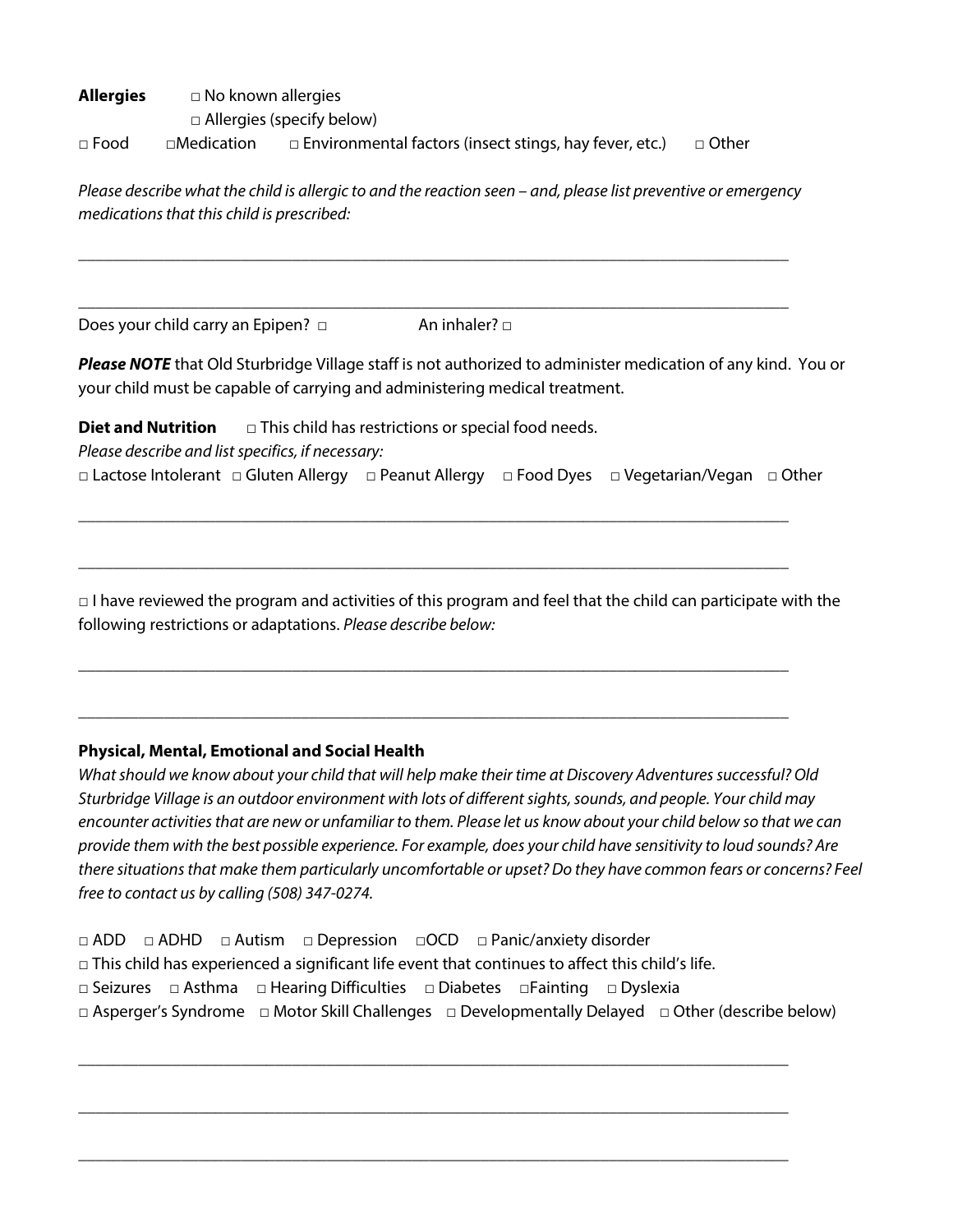**Allergies** □ No known allergies
□ Allergies (specify below)

□ Food □Medication □ Environmental factors (insect stings, hay fever, etc.) □ Other

*Please describe what the child is allergic to and the reaction seen – and, please list preventive or emergency medications that this child is prescribed:*

\_\_\_\_\_\_\_\_\_\_\_\_\_\_\_\_\_\_\_\_\_\_\_\_\_\_\_\_\_\_\_\_\_\_\_\_\_\_\_\_\_\_\_\_\_\_\_\_\_\_\_\_\_\_\_\_\_\_\_\_\_\_\_\_\_\_\_\_\_\_\_\_\_\_\_\_\_\_

\_\_\_\_\_\_\_\_\_\_\_\_\_\_\_\_\_\_\_\_\_\_\_\_\_\_\_\_\_\_\_\_\_\_\_\_\_\_\_\_\_\_\_\_\_\_\_\_\_\_\_\_\_\_\_\_\_\_\_\_\_\_\_\_\_\_\_\_\_\_\_\_\_\_\_\_\_\_

Does your child carry an Epipen? □ An inhaler? □

***Please NOTE*** that Old Sturbridge Village staff is not authorized to administer medication of any kind. You or your child must be capable of carrying and administering medical treatment.

**Diet and Nutrition** □ This child has restrictions or special food needs.

*Please describe and list specifics, if necessary:*

□ Lactose Intolerant □ Gluten Allergy □ Peanut Allergy □ Food Dyes □ Vegetarian/Vegan □ Other

\_\_\_\_\_\_\_\_\_\_\_\_\_\_\_\_\_\_\_\_\_\_\_\_\_\_\_\_\_\_\_\_\_\_\_\_\_\_\_\_\_\_\_\_\_\_\_\_\_\_\_\_\_\_\_\_\_\_\_\_\_\_\_\_\_\_\_\_\_\_\_\_\_\_\_\_\_\_

\_\_\_\_\_\_\_\_\_\_\_\_\_\_\_\_\_\_\_\_\_\_\_\_\_\_\_\_\_\_\_\_\_\_\_\_\_\_\_\_\_\_\_\_\_\_\_\_\_\_\_\_\_\_\_\_\_\_\_\_\_\_\_\_\_\_\_\_\_\_\_\_\_\_\_\_\_\_

□ I have reviewed the program and activities of this program and feel that the child can participate with the following restrictions or adaptations. *Please describe below:*

\_\_\_\_\_\_\_\_\_\_\_\_\_\_\_\_\_\_\_\_\_\_\_\_\_\_\_\_\_\_\_\_\_\_\_\_\_\_\_\_\_\_\_\_\_\_\_\_\_\_\_\_\_\_\_\_\_\_\_\_\_\_\_\_\_\_\_\_\_\_\_\_\_\_\_\_\_\_

\_\_\_\_\_\_\_\_\_\_\_\_\_\_\_\_\_\_\_\_\_\_\_\_\_\_\_\_\_\_\_\_\_\_\_\_\_\_\_\_\_\_\_\_\_\_\_\_\_\_\_\_\_\_\_\_\_\_\_\_\_\_\_\_\_\_\_\_\_\_\_\_\_\_\_\_\_\_

**Physical, Mental, Emotional and Social Health**

*What should we know about your child that will help make their time at Discovery Adventures successful? Old Sturbridge Village is an outdoor environment with lots of different sights, sounds, and people. Your child may encounter activities that are new or unfamiliar to them. Please let us know about your child below so that we can provide them with the best possible experience. For example, does your child have sensitivity to loud sounds? Are there situations that make them particularly uncomfortable or upset? Do they have common fears or concerns? Feel free to contact us by calling (508) 347-0274.*

□ ADD □ ADHD □ Autism □ Depression □OCD □ Panic/anxiety disorder

□ This child has experienced a significant life event that continues to affect this child's life.

□ Seizures □ Asthma □ Hearing Difficulties □ Diabetes □Fainting □ Dyslexia

□ Asperger's Syndrome □ Motor Skill Challenges □ Developmentally Delayed □ Other (describe below)

\_\_\_\_\_\_\_\_\_\_\_\_\_\_\_\_\_\_\_\_\_\_\_\_\_\_\_\_\_\_\_\_\_\_\_\_\_\_\_\_\_\_\_\_\_\_\_\_\_\_\_\_\_\_\_\_\_\_\_\_\_\_\_\_\_\_\_\_\_\_\_\_\_\_\_\_\_\_

\_\_\_\_\_\_\_\_\_\_\_\_\_\_\_\_\_\_\_\_\_\_\_\_\_\_\_\_\_\_\_\_\_\_\_\_\_\_\_\_\_\_\_\_\_\_\_\_\_\_\_\_\_\_\_\_\_\_\_\_\_\_\_\_\_\_\_\_\_\_\_\_\_\_\_\_\_\_

\_\_\_\_\_\_\_\_\_\_\_\_\_\_\_\_\_\_\_\_\_\_\_\_\_\_\_\_\_\_\_\_\_\_\_\_\_\_\_\_\_\_\_\_\_\_\_\_\_\_\_\_\_\_\_\_\_\_\_\_\_\_\_\_\_\_\_\_\_\_\_\_\_\_\_\_\_\_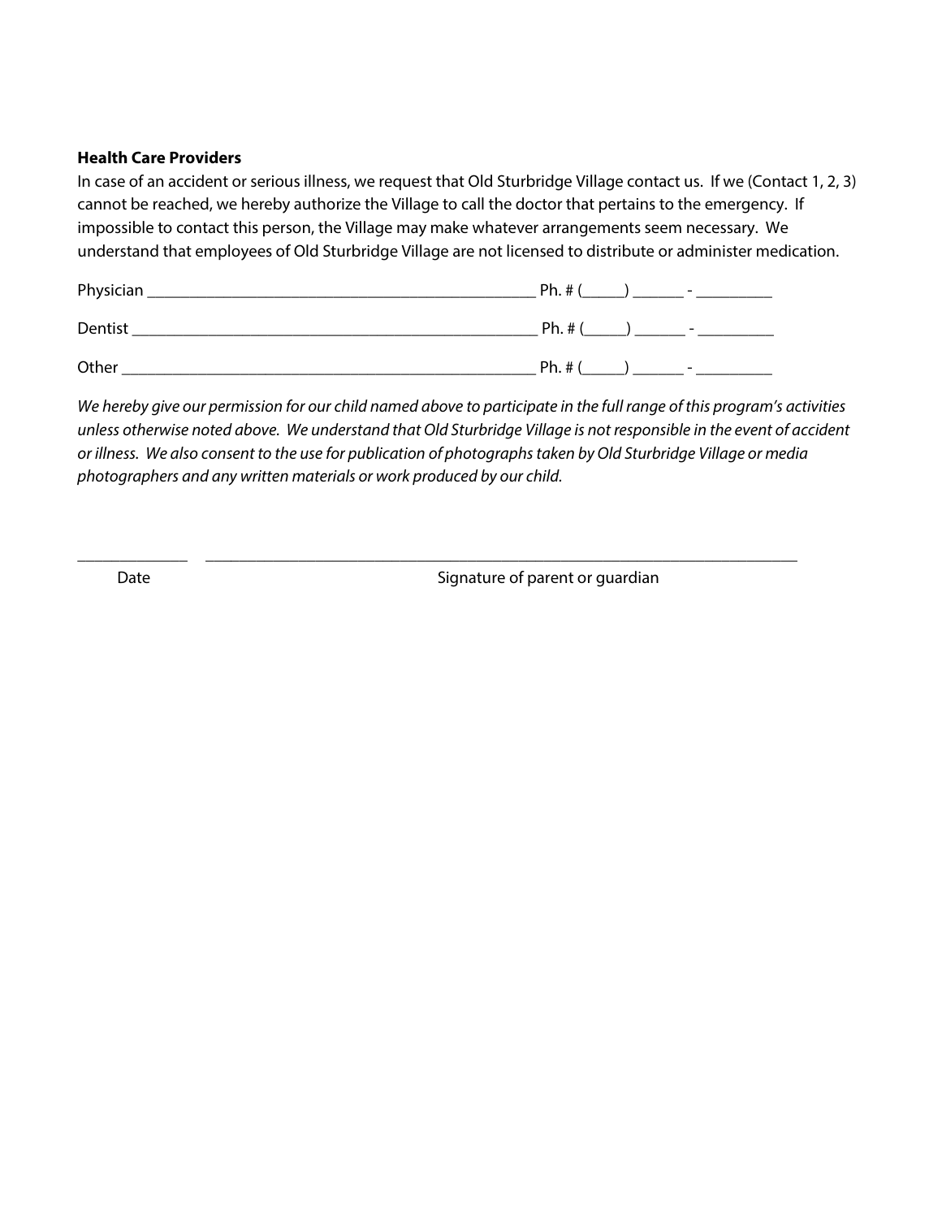**Health Care Providers**

In case of an accident or serious illness, we request that Old Sturbridge Village contact us. If we (Contact 1, 2, 3) cannot be reached, we hereby authorize the Village to call the doctor that pertains to the emergency. If impossible to contact this person, the Village may make whatever arrangements seem necessary. We understand that employees of Old Sturbridge Village are not licensed to distribute or administer medication.

Physician ________________________________________________ Ph. # (_____) ______ - _________

Dentist __________________________________________________ Ph. # (_____) ______ - _________

Other ___________________________________________________ Ph. # (_____) ______ - _________

*We hereby give our permission for our child named above to participate in the full range of this program's activities unless otherwise noted above. We understand that Old Sturbridge Village is not responsible in the event of accident or illness. We also consent to the use for publication of photographs taken by Old Sturbridge Village or media photographers and any written materials or work produced by our child.*

_____________ __________________________________________________________________________

Date Signature of parent or guardian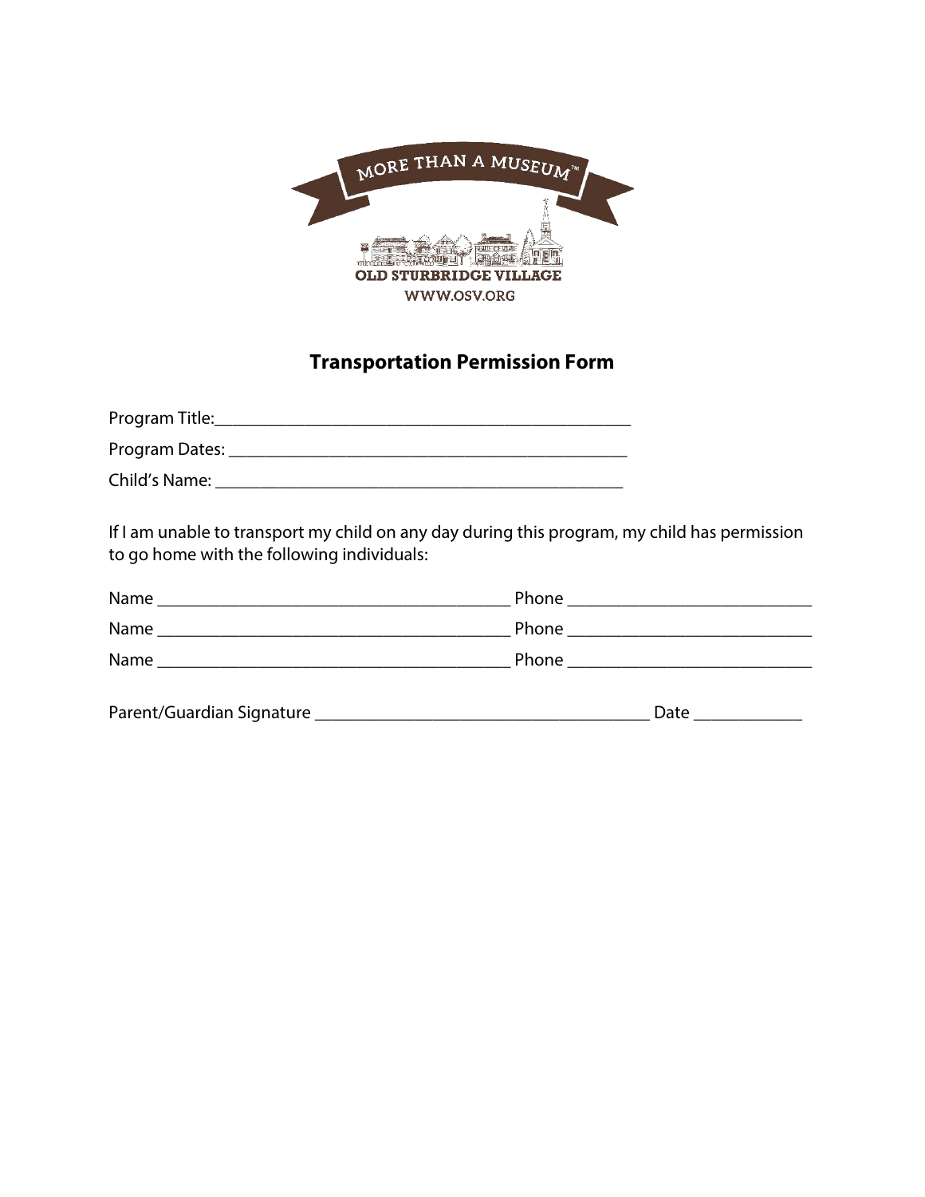MORE THAN A MUSEUM™

OLD STURBRIDGE VILLAGE

WWW.OSV.ORG

## Transportation Permission Form

Program Title:_______________________________________________

Program Dates: ____________________________________________

Child's Name: _____________________________________________

If I am unable to transport my child on any day during this program, my child has permission to go home with the following individuals:

Name ________________________________________ Phone ____________________________

Name ________________________________________ Phone ____________________________

Name ________________________________________ Phone ____________________________

Parent/Guardian Signature ______________________________________ Date ____________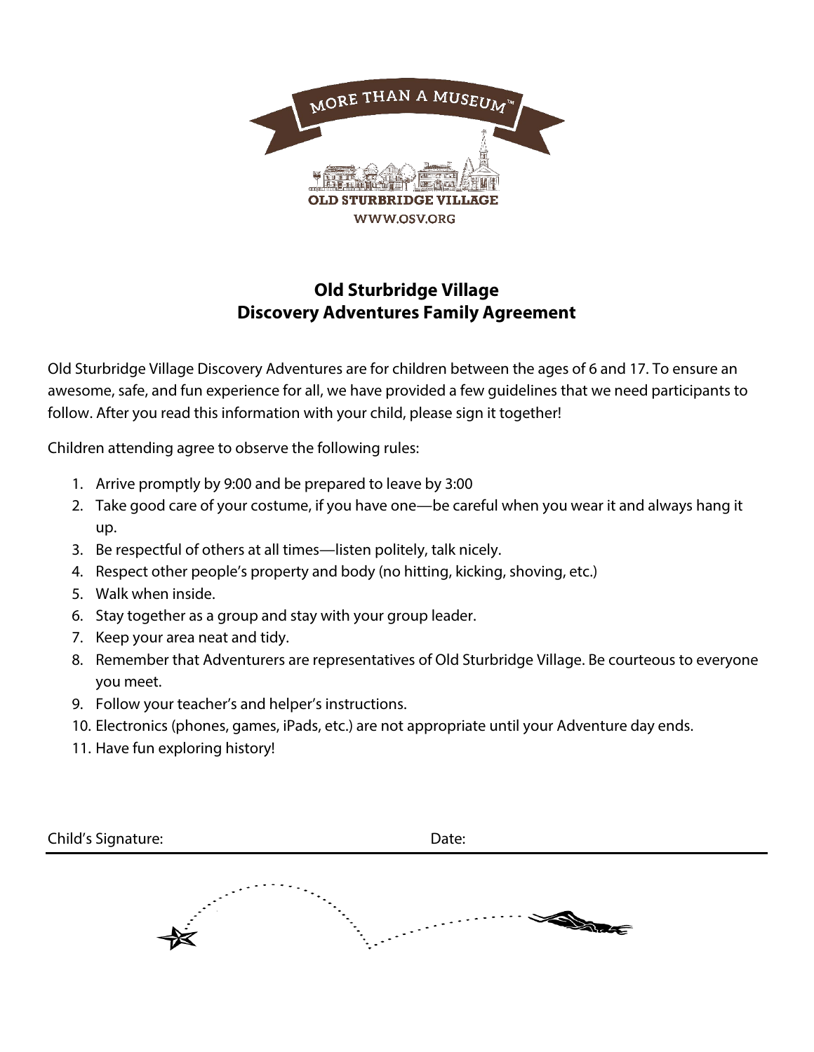MORE THAN A MUSEUM™

OLD STURBRIDGE VILLAGE

WWW.OSV.ORG

## Old Sturbridge Village
## Discovery Adventures Family Agreement

Old Sturbridge Village Discovery Adventures are for children between the ages of 6 and 17. To ensure an awesome, safe, and fun experience for all, we have provided a few guidelines that we need participants to follow. After you read this information with your child, please sign it together!

Children attending agree to observe the following rules:

1. Arrive promptly by 9:00 and be prepared to leave by 3:00
2. Take good care of your costume, if you have one—be careful when you wear it and always hang it up.
3. Be respectful of others at all times—listen politely, talk nicely.
4. Respect other people's property and body (no hitting, kicking, shoving, etc.)
5. Walk when inside.
6. Stay together as a group and stay with your group leader.
7. Keep your area neat and tidy.
8. Remember that Adventurers are representatives of Old Sturbridge Village. Be courteous to everyone you meet.
9. Follow your teacher's and helper's instructions.
10. Electronics (phones, games, iPads, etc.) are not appropriate until your Adventure day ends.
11. Have fun exploring history!

Child's Signature: Date: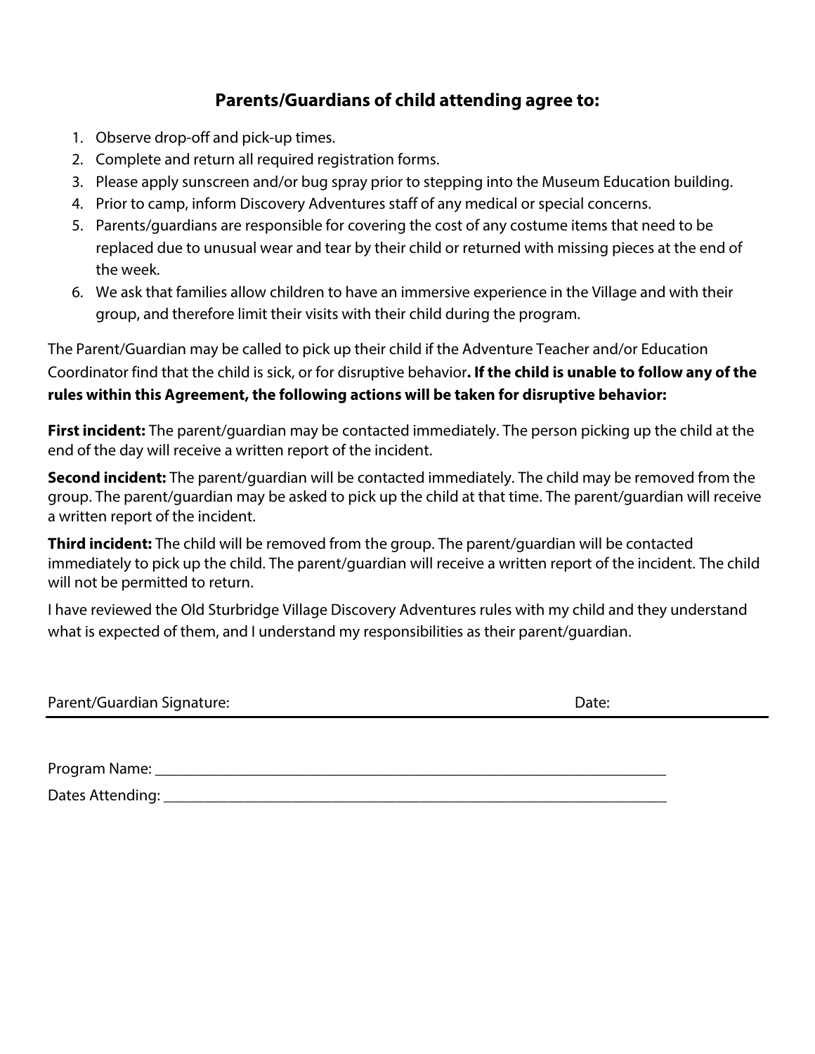## Parents/Guardians of child attending agree to:

1. Observe drop-off and pick-up times.
2. Complete and return all required registration forms.
3. Please apply sunscreen and/or bug spray prior to stepping into the Museum Education building.
4. Prior to camp, inform Discovery Adventures staff of any medical or special concerns.
5. Parents/guardians are responsible for covering the cost of any costume items that need to be replaced due to unusual wear and tear by their child or returned with missing pieces at the end of the week.
6. We ask that families allow children to have an immersive experience in the Village and with their group, and therefore limit their visits with their child during the program.

The Parent/Guardian may be called to pick up their child if the Adventure Teacher and/or Education Coordinator find that the child is sick, or for disruptive behavior**. If the child is unable to follow any of the rules within this Agreement, the following actions will be taken for disruptive behavior:**

**First incident:** The parent/guardian may be contacted immediately. The person picking up the child at the end of the day will receive a written report of the incident.

**Second incident:** The parent/guardian will be contacted immediately. The child may be removed from the group. The parent/guardian may be asked to pick up the child at that time. The parent/guardian will receive a written report of the incident.

**Third incident:** The child will be removed from the group. The parent/guardian will be contacted immediately to pick up the child. The parent/guardian will receive a written report of the incident. The child will not be permitted to return.

I have reviewed the Old Sturbridge Village Discovery Adventures rules with my child and they understand what is expected of them, and I understand my responsibilities as their parent/guardian.

Parent/Guardian Signature: ______________________________ Date: ______________

Program Name: ____________________________________________________________

Dates Attending: ___________________________________________________________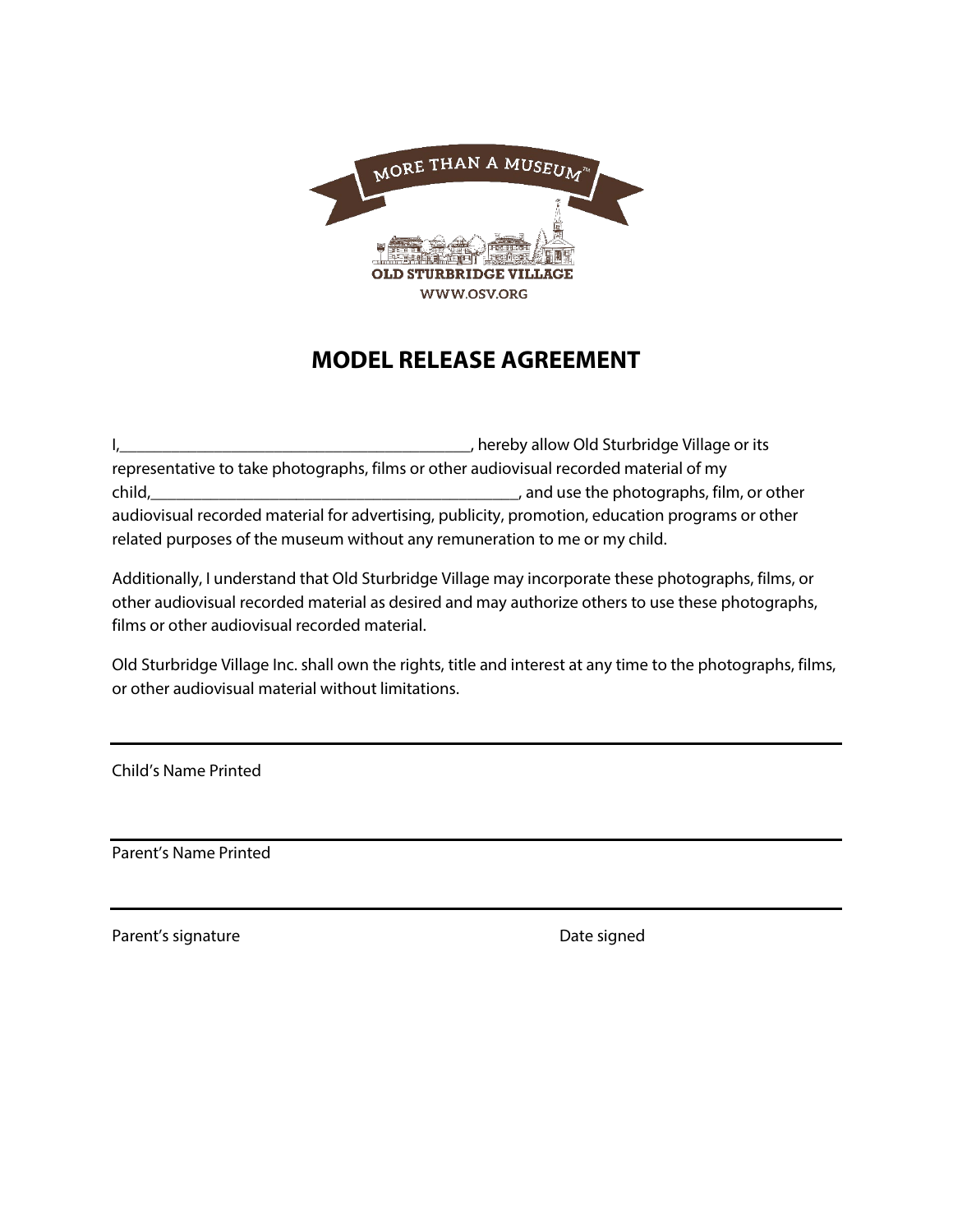MORE THAN A MUSEUM™

OLD STURBRIDGE VILLAGE

WWW.OSV.ORG

# MODEL RELEASE AGREEMENT

I,__________________________________________, hereby allow Old Sturbridge Village or its representative to take photographs, films or other audiovisual recorded material of my child,_____________________________________________, and use the photographs, film, or other audiovisual recorded material for advertising, publicity, promotion, education programs or other related purposes of the museum without any remuneration to me or my child.

Additionally, I understand that Old Sturbridge Village may incorporate these photographs, films, or other audiovisual recorded material as desired and may authorize others to use these photographs, films or other audiovisual recorded material.

Old Sturbridge Village Inc. shall own the rights, title and interest at any time to the photographs, films, or other audiovisual material without limitations.

___

Child's Name Printed

___

Parent's Name Printed

___

Parent's signature Date signed